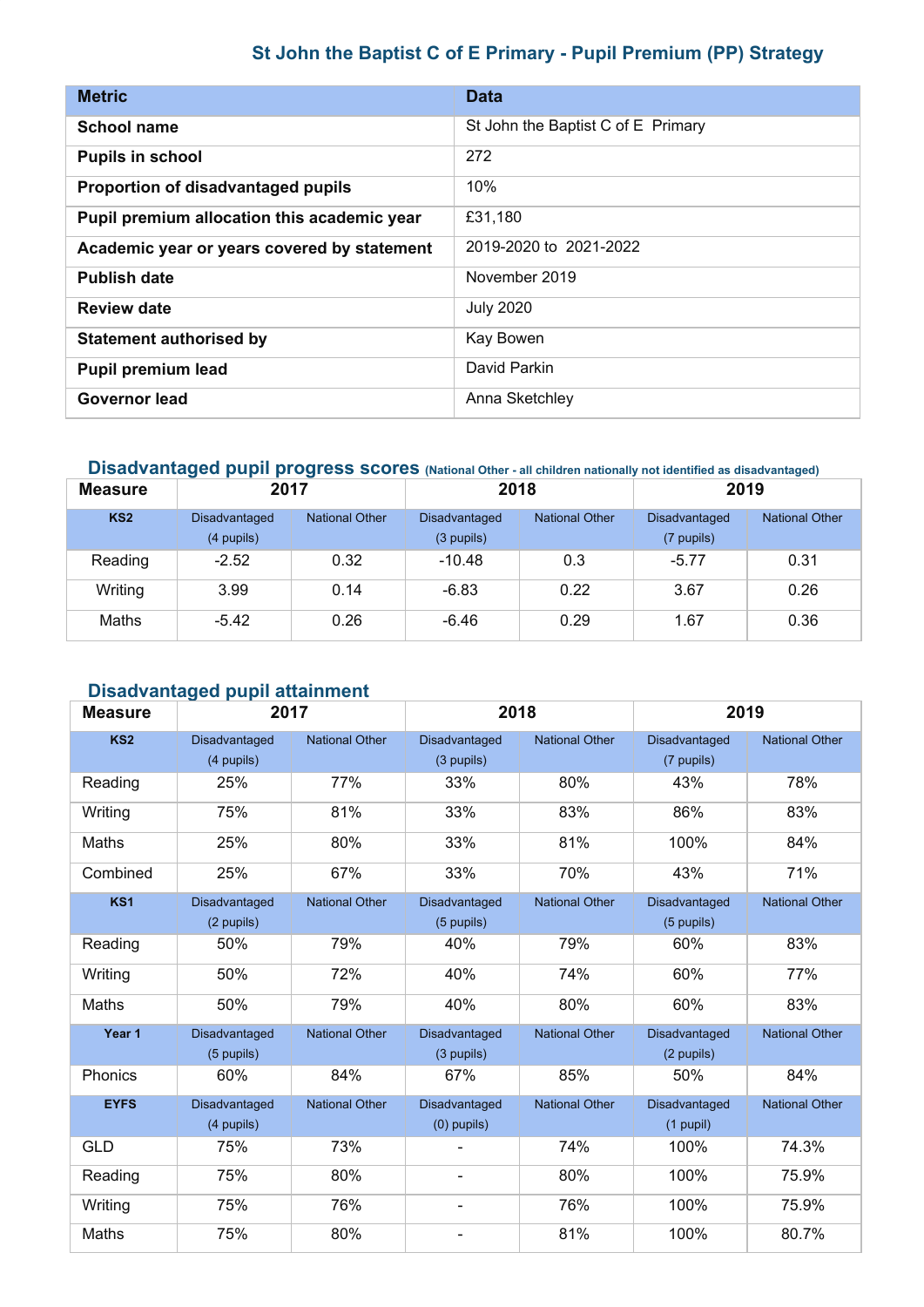# St John the Baptist C of E Primary - Pupil Premium (PP) Strategy

| Metric | Data |
|---|---|
| **School name** | St John the Baptist C of E Primary |
| **Pupils in school** | 272 |
| **Proportion of disadvantaged pupils** | 10% |
| **Pupil premium allocation this academic year** | £31,180 |
| **Academic year or years covered by statement** | 2019-2020 to 2021-2022 |
| **Publish date** | November 2019 |
| **Review date** | July 2020 |
| **Statement authorised by** | Kay Bowen |
| **Pupil premium lead** | David Parkin |
| **Governor lead** | Anna Sketchley |

## Disadvantaged pupil progress scores (National Other - all children nationally not identified as disadvantaged)

| Measure | 2017 | | 2018 | | 2019 | |
|---|---|---|---|---|---|---|
| **KS2** | Disadvantaged (4 pupils) | National Other | Disadvantaged (3 pupils) | National Other | Disadvantaged (7 pupils) | National Other |
| Reading | -2.52 | 0.32 | -10.48 | 0.3 | -5.77 | 0.31 |
| Writing | 3.99 | 0.14 | -6.83 | 0.22 | 3.67 | 0.26 |
| Maths | -5.42 | 0.26 | -6.46 | 0.29 | 1.67 | 0.36 |

## Disadvantaged pupil attainment

| Measure | 2017 | | 2018 | | 2019 | |
|---|---|---|---|---|---|---|
| **KS2** | Disadvantaged (4 pupils) | National Other | Disadvantaged (3 pupils) | National Other | Disadvantaged (7 pupils) | National Other |
| Reading | 25% | 77% | 33% | 80% | 43% | 78% |
| Writing | 75% | 81% | 33% | 83% | 86% | 83% |
| Maths | 25% | 80% | 33% | 81% | 100% | 84% |
| Combined | 25% | 67% | 33% | 70% | 43% | 71% |
| **KS1** | Disadvantaged (2 pupils) | National Other | Disadvantaged (5 pupils) | National Other | Disadvantaged (5 pupils) | National Other |
| Reading | 50% | 79% | 40% | 79% | 60% | 83% |
| Writing | 50% | 72% | 40% | 74% | 60% | 77% |
| Maths | 50% | 79% | 40% | 80% | 60% | 83% |
| **Year 1** | Disadvantaged (5 pupils) | National Other | Disadvantaged (3 pupils) | National Other | Disadvantaged (2 pupils) | National Other |
| Phonics | 60% | 84% | 67% | 85% | 50% | 84% |
| **EYFS** | Disadvantaged (4 pupils) | National Other | Disadvantaged (0) pupils) | National Other | Disadvantaged (1 pupil) | National Other |
| GLD | 75% | 73% | - | 74% | 100% | 74.3% |
| Reading | 75% | 80% | - | 80% | 100% | 75.9% |
| Writing | 75% | 76% | - | 76% | 100% | 75.9% |
| Maths | 75% | 80% | - | 81% | 100% | 80.7% |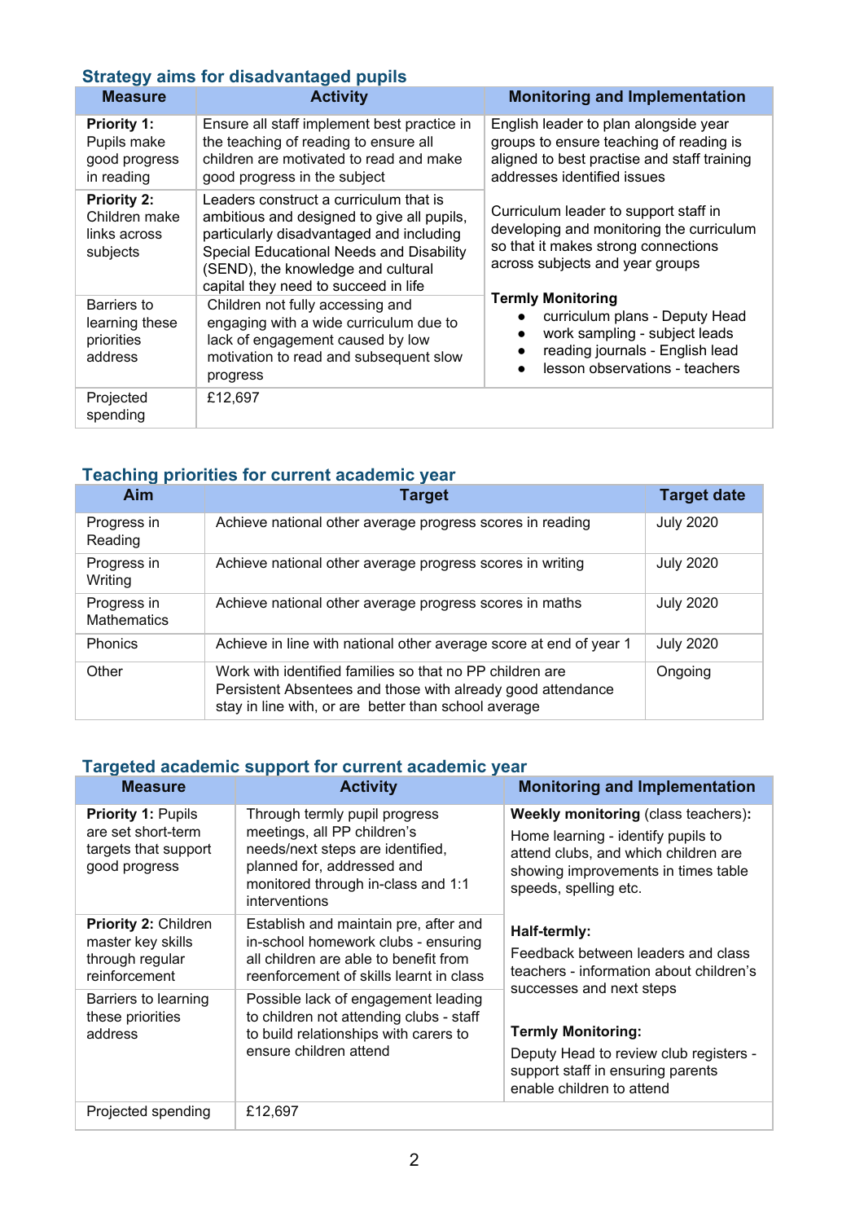### Strategy aims for disadvantaged pupils

| Measure | Activity | Monitoring and Implementation |
|---|---|---|
| **Priority 1:** Pupils make good progress in reading | Ensure all staff implement best practice in the teaching of reading to ensure all children are motivated to read and make good progress in the subject | English leader to plan alongside year groups to ensure teaching of reading is aligned to best practise and staff training addresses identified issues |
| **Priority 2:** Children make links across subjects | Leaders construct a curriculum that is ambitious and designed to give all pupils, particularly disadvantaged and including Special Educational Needs and Disability (SEND), the knowledge and cultural capital they need to succeed in life | Curriculum leader to support staff in developing and monitoring the curriculum so that it makes strong connections across subjects and year groups |
| Barriers to learning these priorities address | Children not fully accessing and engaging with a wide curriculum due to lack of engagement caused by low motivation to read and subsequent slow progress | **Termly Monitoring**<br>• curriculum plans - Deputy Head<br>• work sampling - subject leads<br>• reading journals - English lead<br>• lesson observations - teachers |
| Projected spending | £12,697 | |

### Teaching priorities for current academic year

| Aim | Target | Target date |
|---|---|---|
| Progress in Reading | Achieve national other average progress scores in reading | July 2020 |
| Progress in Writing | Achieve national other average progress scores in writing | July 2020 |
| Progress in Mathematics | Achieve national other average progress scores in maths | July 2020 |
| Phonics | Achieve in line with national other average score at end of year 1 | July 2020 |
| Other | Work with identified families so that no PP children are Persistent Absentees and those with already good attendance stay in line with, or are better than school average | Ongoing |

### Targeted academic support for current academic year

| Measure | Activity | Monitoring and Implementation |
|---|---|---|
| **Priority 1:** Pupils are set short-term targets that support good progress | Through termly pupil progress meetings, all PP children's needs/next steps are identified, planned for, addressed and monitored through in-class and 1:1 interventions | **Weekly monitoring** (class teachers)**:**<br>Home learning - identify pupils to attend clubs, and which children are showing improvements in times table speeds, spelling etc. |
| **Priority 2:** Children master key skills through regular reinforcement | Establish and maintain pre, after and in-school homework clubs - ensuring all children are able to benefit from reenforcement of skills learnt in class | **Half-termly:**<br>Feedback between leaders and class teachers - information about children's successes and next steps |
| Barriers to learning these priorities address | Possible lack of engagement leading to children not attending clubs - staff to build relationships with carers to ensure children attend | **Termly Monitoring:**<br>Deputy Head to review club registers - support staff in ensuring parents enable children to attend |
| Projected spending | £12,697 | |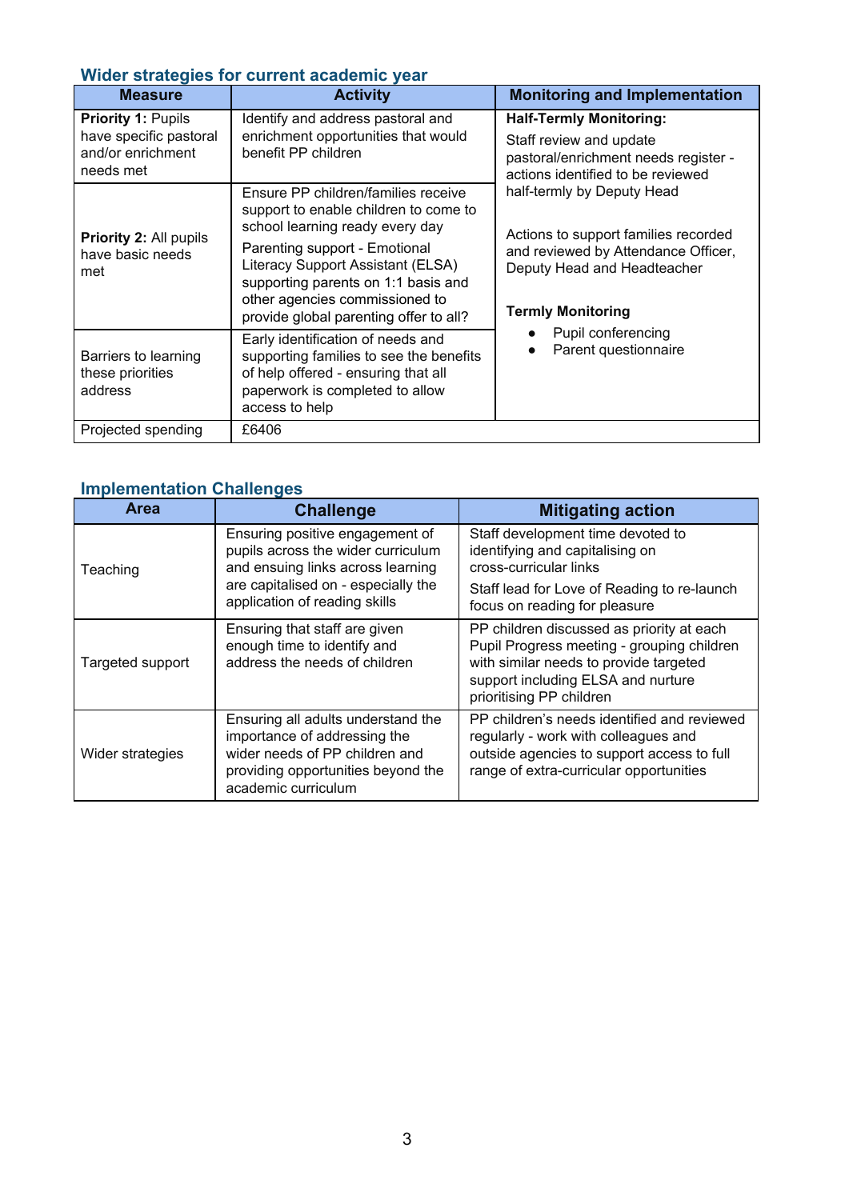## Wider strategies for current academic year

| Measure | Activity | Monitoring and Implementation |
|---|---|---|
| **Priority 1:** Pupils have specific pastoral and/or enrichment needs met | Identify and address pastoral and enrichment opportunities that would benefit PP children | **Half-Termly Monitoring:** Staff review and update pastoral/enrichment needs register - actions identified to be reviewed half-termly by Deputy Head<br><br>Actions to support families recorded and reviewed by Attendance Officer, Deputy Head and Headteacher<br><br>**Termly Monitoring**<br>● Pupil conferencing<br>● Parent questionnaire |
| **Priority 2:** All pupils have basic needs met | Ensure PP children/families receive support to enable children to come to school learning ready every day<br>Parenting support - Emotional Literacy Support Assistant (ELSA) supporting parents on 1:1 basis and other agencies commissioned to provide global parenting offer to all? | |
| Barriers to learning these priorities address | Early identification of needs and supporting families to see the benefits of help offered - ensuring that all paperwork is completed to allow access to help | |
| Projected spending | £6406 | |

## Implementation Challenges

| Area | Challenge | Mitigating action |
|---|---|---|
| Teaching | Ensuring positive engagement of pupils across the wider curriculum and ensuing links across learning are capitalised on - especially the application of reading skills | Staff development time devoted to identifying and capitalising on cross-curricular links<br>Staff lead for Love of Reading to re-launch focus on reading for pleasure |
| Targeted support | Ensuring that staff are given enough time to identify and address the needs of children | PP children discussed as priority at each Pupil Progress meeting - grouping children with similar needs to provide targeted support including ELSA and nurture prioritising PP children |
| Wider strategies | Ensuring all adults understand the importance of addressing the wider needs of PP children and providing opportunities beyond the academic curriculum | PP children's needs identified and reviewed regularly - work with colleagues and outside agencies to support access to full range of extra-curricular opportunities |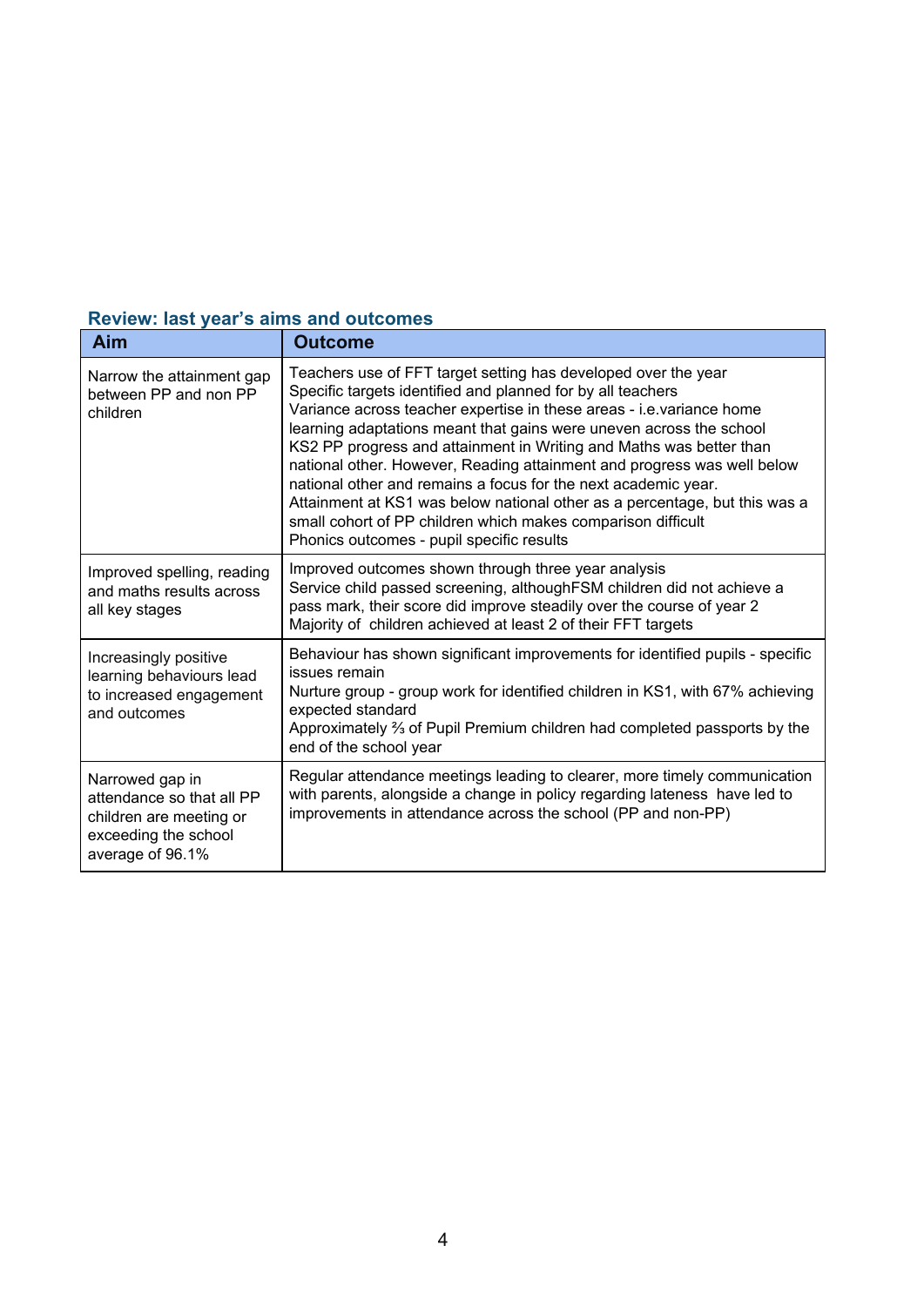## Review: last year's aims and outcomes

| Aim | Outcome |
|---|---|
| Narrow the attainment gap between PP and non PP children | Teachers use of FFT target setting has developed over the year<br>Specific targets identified and planned for by all teachers<br>Variance across teacher expertise in these areas - i.e.variance home learning adaptations meant that gains were uneven across the school<br>KS2 PP progress and attainment in Writing and Maths was better than national other. However, Reading attainment and progress was well below national other and remains a focus for the next academic year.<br>Attainment at KS1 was below national other as a percentage, but this was a small cohort of PP children which makes comparison difficult<br>Phonics outcomes - pupil specific results |
| Improved spelling, reading and maths results across all key stages | Improved outcomes shown through three year analysis<br>Service child passed screening, althoughFSM children did not achieve a pass mark, their score did improve steadily over the course of year 2<br>Majority of children achieved at least 2 of their FFT targets |
| Increasingly positive learning behaviours lead to increased engagement and outcomes | Behaviour has shown significant improvements for identified pupils - specific issues remain<br>Nurture group - group work for identified children in KS1, with 67% achieving expected standard<br>Approximately ⅔ of Pupil Premium children had completed passports by the end of the school year |
| Narrowed gap in attendance so that all PP children are meeting or exceeding the school average of 96.1% | Regular attendance meetings leading to clearer, more timely communication with parents, alongside a change in policy regarding lateness have led to improvements in attendance across the school (PP and non-PP) |